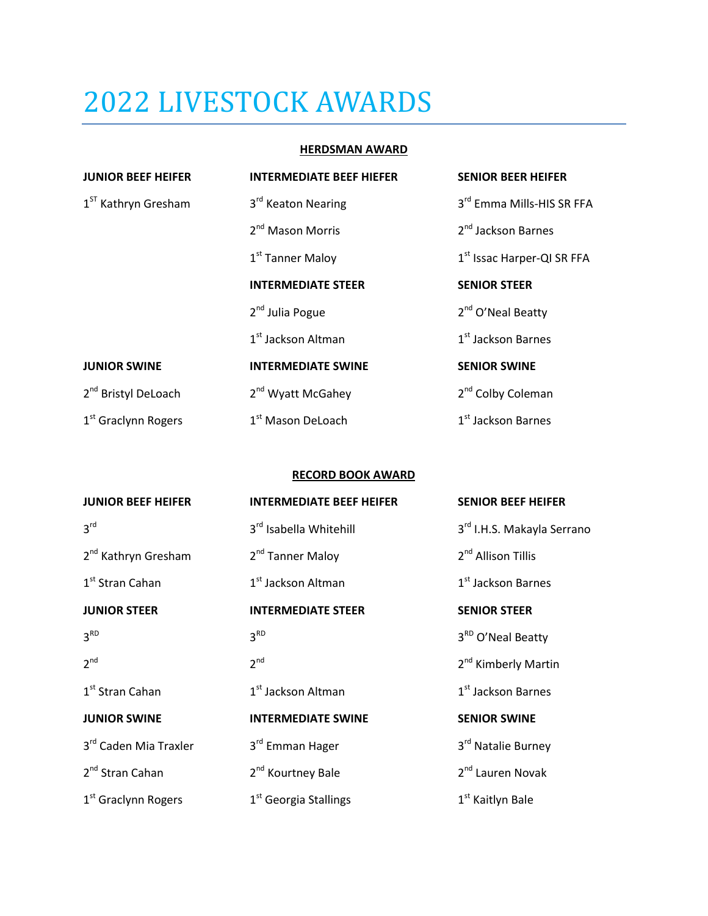# 2022 LIVESTOCK AWARDS

**HERDSMAN AWARD**

| JUNIOR BEEF HEIFER | INTERMEDIATE BEEF HIEFER | SENIOR BEER HEIFER |
|---|---|---|
| 1ST Kathryn Gresham | 3rd Keaton Nearing | 3rd Emma Mills-HIS SR FFA |
| | 2nd Mason Morris | 2nd Jackson Barnes |
| | 1st Tanner Maloy | 1st Issac Harper-QI SR FFA |
| | **INTERMEDIATE STEER** | **SENIOR STEER** |
| | 2nd Julia Pogue | 2nd O'Neal Beatty |
| | 1st Jackson Altman | 1st Jackson Barnes |
| **JUNIOR SWINE** | **INTERMEDIATE SWINE** | **SENIOR SWINE** |
| 2nd Bristyl DeLoach | 2nd Wyatt McGahey | 2nd Colby Coleman |
| 1st Graclynn Rogers | 1st Mason DeLoach | 1st Jackson Barnes |

**RECORD BOOK AWARD**

| JUNIOR BEEF HEIFER | INTERMEDIATE BEEF HEIFER | SENIOR BEEF HEIFER |
|---|---|---|
| 3rd | 3rd Isabella Whitehill | 3rd I.H.S. Makayla Serrano |
| 2nd Kathryn Gresham | 2nd Tanner Maloy | 2nd Allison Tillis |
| 1st Stran Cahan | 1st Jackson Altman | 1st Jackson Barnes |
| **JUNIOR STEER** | **INTERMEDIATE STEER** | **SENIOR STEER** |
| 3RD | 3RD | 3RD O'Neal Beatty |
| 2nd | 2nd | 2nd Kimberly Martin |
| 1st Stran Cahan | 1st Jackson Altman | 1st Jackson Barnes |
| **JUNIOR SWINE** | **INTERMEDIATE SWINE** | **SENIOR SWINE** |
| 3rd Caden Mia Traxler | 3rd Emman Hager | 3rd Natalie Burney |
| 2nd Stran Cahan | 2nd Kourtney Bale | 2nd Lauren Novak |
| 1st Graclynn Rogers | 1st Georgia Stallings | 1st Kaitlyn Bale |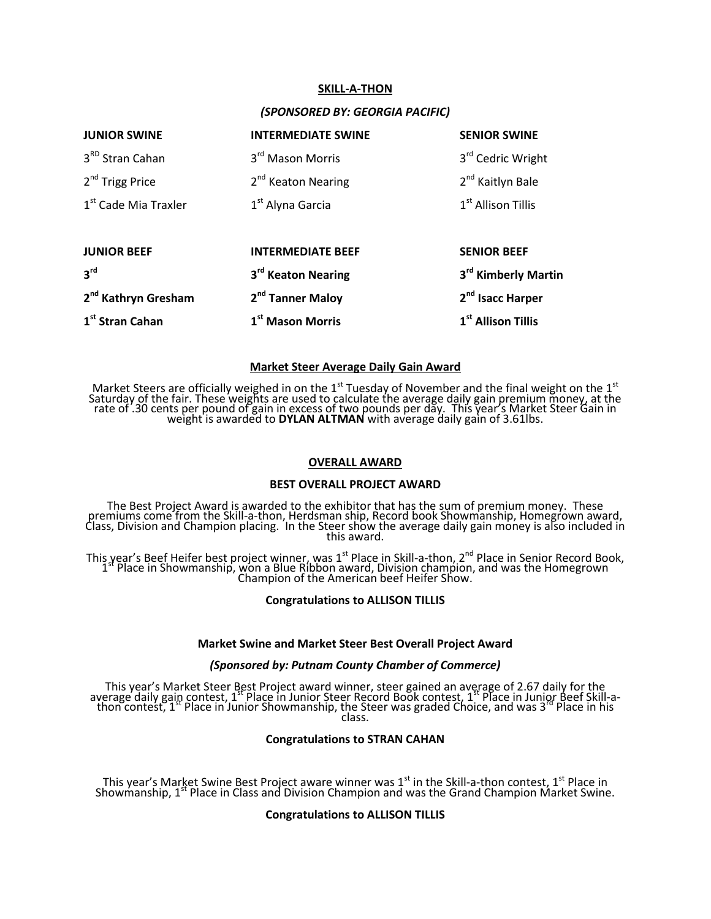**SKILL-A-THON**

***(SPONSORED BY: GEORGIA PACIFIC)***

| JUNIOR SWINE | INTERMEDIATE SWINE | SENIOR SWINE |
|---|---|---|
| 3RD Stran Cahan | 3rd Mason Morris | 3rd Cedric Wright |
| 2nd Trigg Price | 2nd Keaton Nearing | 2nd Kaitlyn Bale |
| 1st Cade Mia Traxler | 1st Alyna Garcia | 1st Allison Tillis |

| JUNIOR BEEF | INTERMEDIATE BEEF | SENIOR BEEF |
|---|---|---|
| **3rd** | **3rd Keaton Nearing** | **3rd Kimberly Martin** |
| **2nd Kathryn Gresham** | **2nd Tanner Maloy** | **2nd Isacc Harper** |
| **1st Stran Cahan** | **1st Mason Morris** | **1st Allison Tillis** |

**Market Steer Average Daily Gain Award**

Market Steers are officially weighed in on the 1st Tuesday of November and the final weight on the 1st Saturday of the fair. These weights are used to calculate the average daily gain premium money, at the rate of .30 cents per pound of gain in excess of two pounds per day. This year's Market Steer Gain in weight is awarded to **DYLAN ALTMAN** with average daily gain of 3.61lbs.

**OVERALL AWARD**

**BEST OVERALL PROJECT AWARD**

The Best Project Award is awarded to the exhibitor that has the sum of premium money. These premiums come from the Skill-a-thon, Herdsman ship, Record book Showmanship, Homegrown award, Class, Division and Champion placing. In the Steer show the average daily gain money is also included in this award.

This year's Beef Heifer best project winner, was 1st Place in Skill-a-thon, 2nd Place in Senior Record Book, 1st Place in Showmanship, won a Blue Ribbon award, Division champion, and was the Homegrown Champion of the American beef Heifer Show.

**Congratulations to ALLISON TILLIS**

**Market Swine and Market Steer Best Overall Project Award**

***(Sponsored by: Putnam County Chamber of Commerce)***

This year's Market Steer Best Project award winner, steer gained an average of 2.67 daily for the average daily gain contest, 1st Place in Junior Steer Record Book contest, 1st Place in Junior Beef Skill-a-thon contest, 1st Place in Junior Showmanship, the Steer was graded Choice, and was 3rd Place in his class.

**Congratulations to STRAN CAHAN**

This year's Market Swine Best Project aware winner was 1st in the Skill-a-thon contest, 1st Place in Showmanship, 1st Place in Class and Division Champion and was the Grand Champion Market Swine.

**Congratulations to ALLISON TILLIS**